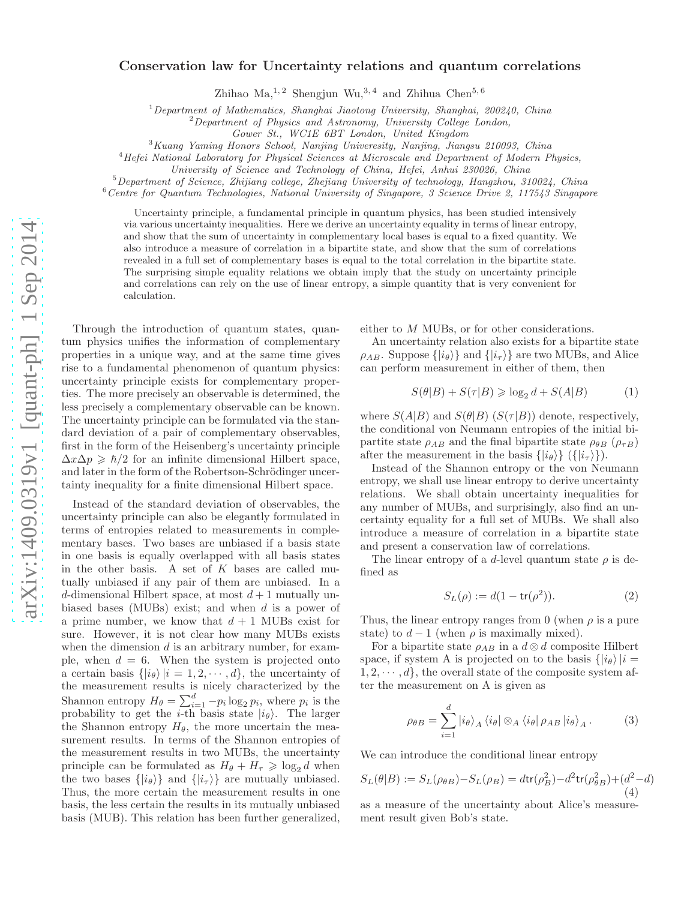# Conservation law for Uncertainty relations and quantum correlations

Zhihao Ma,[1,2] Shengjun Wu,[3,4] and Zhihua Chen[5,6]

[1]*Department of Mathematics, Shanghai Jiaotong University, Shanghai, 200240, China*
[2]*Department of Physics and Astronomy, University College London, Gower St., WC1E 6BT London, United Kingdom*
[3]*Kuang Yaming Honors School, Nanjing Univeresity, Nanjing, Jiangsu 210093, China*
[4]*Hefei National Laboratory for Physical Sciences at Microscale and Department of Modern Physics, University of Science and Technology of China, Hefei, Anhui 230026, China*
[5]*Department of Science, Zhijiang college, Zhejiang University of technology, Hangzhou, 310024, China*
[6]*Centre for Quantum Technologies, National University of Singapore, 3 Science Drive 2, 117543 Singapore*

Uncertainty principle, a fundamental principle in quantum physics, has been studied intensively via various uncertainty inequalities. Here we derive an uncertainty equality in terms of linear entropy, and show that the sum of uncertainty in complementary local bases is equal to a fixed quantity. We also introduce a measure of correlation in a bipartite state, and show that the sum of correlations revealed in a full set of complementary bases is equal to the total correlation in the bipartite state. The surprising simple equality relations we obtain imply that the study on uncertainty principle and correlations can rely on the use of linear entropy, a simple quantity that is very convenient for calculation.

Through the introduction of quantum states, quantum physics unifies the information of complementary properties in a unique way, and at the same time gives rise to a fundamental phenomenon of quantum physics: uncertainty principle exists for complementary properties. The more precisely an observable is determined, the less precisely a complementary observable can be known. The uncertainty principle can be formulated via the standard deviation of a pair of complementary observables, first in the form of the Heisenberg's uncertainty principle $\Delta x \Delta p \geqslant \hbar/2$ for an infinite dimensional Hilbert space, and later in the form of the Robertson-Schrödinger uncertainty inequality for a finite dimensional Hilbert space.

Instead of the standard deviation of observables, the uncertainty principle can also be elegantly formulated in terms of entropies related to measurements in complementary bases. Two bases are unbiased if a basis state in one basis is equally overlapped with all basis states in the other basis. A set of $K$ bases are called mutually unbiased if any pair of them are unbiased. In a $d$-dimensional Hilbert space, at most $d+1$ mutually unbiased bases (MUBs) exist; and when $d$ is a power of a prime number, we know that $d+1$ MUBs exist for sure. However, it is not clear how many MUBs exists when the dimension $d$ is an arbitrary number, for example, when $d=6$. When the system is projected onto a certain basis $\{|i_\theta\rangle \, | i = 1, 2, \cdots, d\}$, the uncertainty of the measurement results is nicely characterized by the Shannon entropy $H_\theta = \sum_{i=1}^{d} -p_i \log_2 p_i$, where $p_i$ is the probability to get the $i$-th basis state $|i_\theta\rangle$. The larger the Shannon entropy $H_\theta$, the more uncertain the measurement results. In terms of the Shannon entropies of the measurement results in two MUBs, the uncertainty principle can be formulated as $H_\theta + H_\tau \geqslant \log_2 d$ when the two bases $\{|i_\theta\rangle\}$ and $\{|i_\tau\rangle\}$ are mutually unbiased. Thus, the more certain the measurement results in one basis, the less certain the results in its mutually unbiased basis (MUB). This relation has been further generalized, either to $M$ MUBs, or for other considerations.

An uncertainty relation also exists for a bipartite state $\rho_{AB}$. Suppose $\{|i_\theta\rangle\}$ and $\{|i_\tau\rangle\}$ are two MUBs, and Alice can perform measurement in either of them, then

$$S(\theta|B) + S(\tau|B) \geqslant \log_2 d + S(A|B) \tag{1}$$

where $S(A|B)$ and $S(\theta|B)$ ($S(\tau|B)$) denote, respectively, the conditional von Neumann entropies of the initial bipartite state $\rho_{AB}$ and the final bipartite state $\rho_{\theta B}$ ($\rho_{\tau B}$) after the measurement in the basis $\{|i_\theta\rangle\}$ ($\{|i_\tau\rangle\}$).

Instead of the Shannon entropy or the von Neumann entropy, we shall use linear entropy to derive uncertainty relations. We shall obtain uncertainty inequalities for any number of MUBs, and surprisingly, also find an uncertainty equality for a full set of MUBs. We shall also introduce a measure of correlation in a bipartite state and present a conservation law of correlations.

The linear entropy of a $d$-level quantum state $\rho$ is defined as

$$S_L(\rho) := d(1 - \mathsf{tr}(\rho^2)). \tag{2}$$

Thus, the linear entropy ranges from 0 (when $\rho$ is a pure state) to $d-1$ (when $\rho$ is maximally mixed).

For a bipartite state $\rho_{AB}$ in a $d \otimes d$ composite Hilbert space, if system A is projected on to the basis $\{|i_\theta\rangle \, | i = 1, 2, \cdots, d\}$, the overall state of the composite system after the measurement on A is given as

$$\rho_{\theta B} = \sum_{i=1}^{d} |i_\theta\rangle_A \langle i_\theta| \otimes_A \langle i_\theta| \rho_{AB} |i_\theta\rangle_A . \tag{3}$$

We can introduce the conditional linear entropy

$$S_L(\theta|B) := S_L(\rho_{\theta B}) - S_L(\rho_B) = d\,\mathsf{tr}(\rho_B^2) - d^2 \mathsf{tr}(\rho_{\theta B}^2) + (d^2 - d) \tag{4}$$

as a measure of the uncertainty about Alice's measurement result given Bob's state.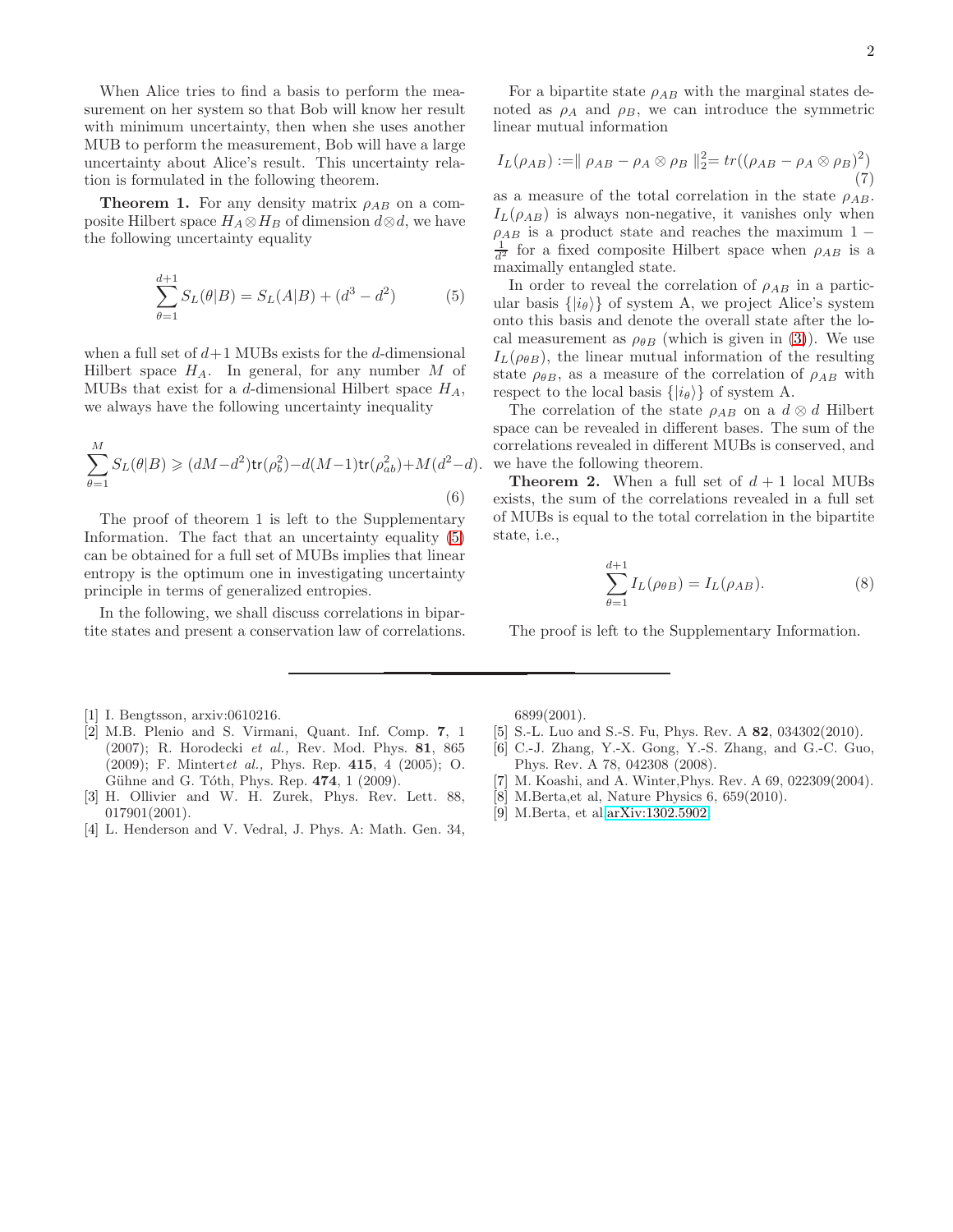When Alice tries to find a basis to perform the measurement on her system so that Bob will know her result with minimum uncertainty, then when she uses another MUB to perform the measurement, Bob will have a large uncertainty about Alice's result. This uncertainty relation is formulated in the following theorem.

**Theorem 1.** For any density matrix $\rho_{AB}$ on a composite Hilbert space $H_A \otimes H_B$ of dimension $d \otimes d$, we have the following uncertainty equality

$$\sum_{\theta=1}^{d+1} S_L(\theta|B) = S_L(A|B) + (d^3 - d^2) \tag{5}$$

when a full set of $d+1$ MUBs exists for the $d$-dimensional Hilbert space $H_A$. In general, for any number $M$ of MUBs that exist for a $d$-dimensional Hilbert space $H_A$, we always have the following uncertainty inequality

$$\sum_{\theta=1}^{M} S_L(\theta|B) \geqslant (dM - d^2)\mathrm{tr}(\rho_b^2) - d(M-1)\mathrm{tr}(\rho_{ab}^2) + M(d^2 - d). \tag{6}$$

The proof of theorem 1 is left to the Supplementary Information. The fact that an uncertainty equality (5) can be obtained for a full set of MUBs implies that linear entropy is the optimum one in investigating uncertainty principle in terms of generalized entropies.

In the following, we shall discuss correlations in bipartite states and present a conservation law of correlations.

For a bipartite state $\rho_{AB}$ with the marginal states denoted as $\rho_A$ and $\rho_B$, we can introduce the symmetric linear mutual information

$$I_L(\rho_{AB}) := \parallel \rho_{AB} - \rho_A \otimes \rho_B \parallel_2^2 = tr((\rho_{AB} - \rho_A \otimes \rho_B)^2) \tag{7}$$

as a measure of the total correlation in the state $\rho_{AB}$. $I_L(\rho_{AB})$ is always non-negative, it vanishes only when $\rho_{AB}$ is a product state and reaches the maximum $1 - \frac{1}{d^2}$ for a fixed composite Hilbert space when $\rho_{AB}$ is a maximally entangled state.

In order to reveal the correlation of $\rho_{AB}$ in a particular basis $\{|i_\theta\rangle\}$ of system A, we project Alice's system onto this basis and denote the overall state after the local measurement as $\rho_{\theta B}$ (which is given in (3)). We use $I_L(\rho_{\theta B})$, the linear mutual information of the resulting state $\rho_{\theta B}$, as a measure of the correlation of $\rho_{AB}$ with respect to the local basis $\{|i_\theta\rangle\}$ of system A.

The correlation of the state $\rho_{AB}$ on a $d \otimes d$ Hilbert space can be revealed in different bases. The sum of the correlations revealed in different MUBs is conserved, and we have the following theorem.

**Theorem 2.** When a full set of $d+1$ local MUBs exists, the sum of the correlations revealed in a full set of MUBs is equal to the total correlation in the bipartite state, i.e.,

$$\sum_{\theta=1}^{d+1} I_L(\rho_{\theta B}) = I_L(\rho_{AB}). \tag{8}$$

The proof is left to the Supplementary Information.

---

[1] I. Bengtsson, arxiv:0610216.

[2] M.B. Plenio and S. Virmani, Quant. Inf. Comp. **7**, 1 (2007); R. Horodecki *et al.,* Rev. Mod. Phys. **81**, 865 (2009); F. Mintert*et al.,* Phys. Rep. **415**, 4 (2005); O. Gühne and G. Tóth, Phys. Rep. **474**, 1 (2009).

[3] H. Ollivier and W. H. Zurek, Phys. Rev. Lett. 88, 017901(2001).

[4] L. Henderson and V. Vedral, J. Phys. A: Math. Gen. 34, 6899(2001).

[5] S.-L. Luo and S.-S. Fu, Phys. Rev. A **82**, 034302(2010).

[6] C.-J. Zhang, Y.-X. Gong, Y.-S. Zhang, and G.-C. Guo, Phys. Rev. A 78, 042308 (2008).

[7] M. Koashi, and A. Winter,Phys. Rev. A 69, 022309(2004).

[8] M.Berta,et al, Nature Physics 6, 659(2010).

[9] M.Berta, et al arXiv:1302.5902.